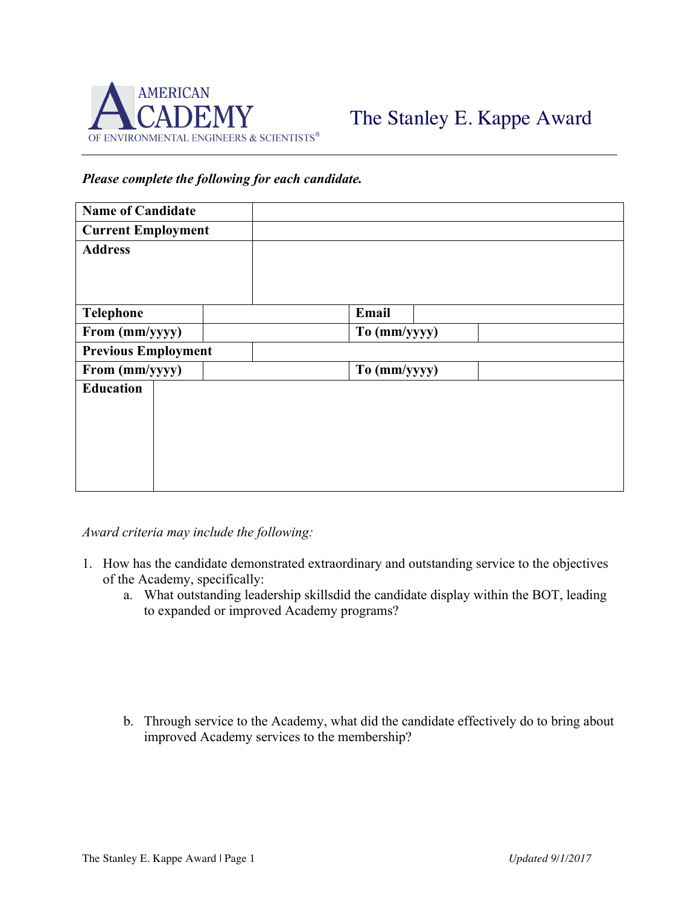AMERICAN ACADEMY OF ENVIRONMENTAL ENGINEERS & SCIENTISTS®

# The Stanley E. Kappe Award

***Please complete the following for each candidate.***

| **Name of Candidate** | | | |
|---|---|---|---|
| **Current Employment** | | | |
| **Address** | | | |
| **Telephone** | | **Email** | |
| **From (mm/yyyy)** | | **To (mm/yyyy)** | |
| **Previous Employment** | | | |
| **From (mm/yyyy)** | | **To (mm/yyyy)** | |
| **Education** | | | |

*Award criteria may include the following:*

1. How has the candidate demonstrated extraordinary and outstanding service to the objectives of the Academy, specifically:
   a. What outstanding leadership skillsdid the candidate display within the BOT, leading to expanded or improved Academy programs?

   b. Through service to the Academy, what did the candidate effectively do to bring about improved Academy services to the membership?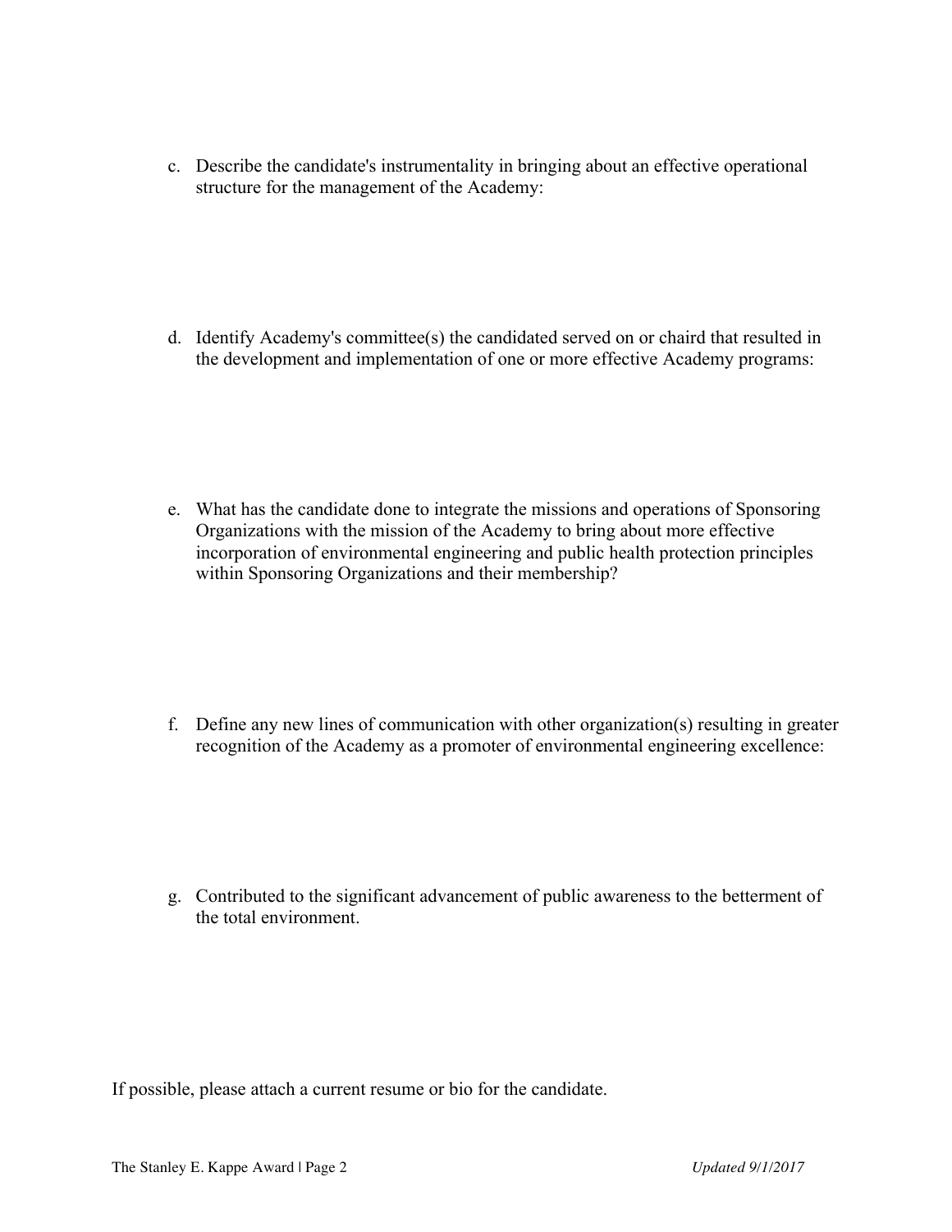c. Describe the candidate's instrumentality in bringing about an effective operational structure for the management of the Academy:

d. Identify Academy's committee(s) the candidated served on or chaird that resulted in the development and implementation of one or more effective Academy programs:

e. What has the candidate done to integrate the missions and operations of Sponsoring Organizations with the mission of the Academy to bring about more effective incorporation of environmental engineering and public health protection principles within Sponsoring Organizations and their membership?

f. Define any new lines of communication with other organization(s) resulting in greater recognition of the Academy as a promoter of environmental engineering excellence:

g. Contributed to the significant advancement of public awareness to the betterment of the total environment.

If possible, please attach a current resume or bio for the candidate.